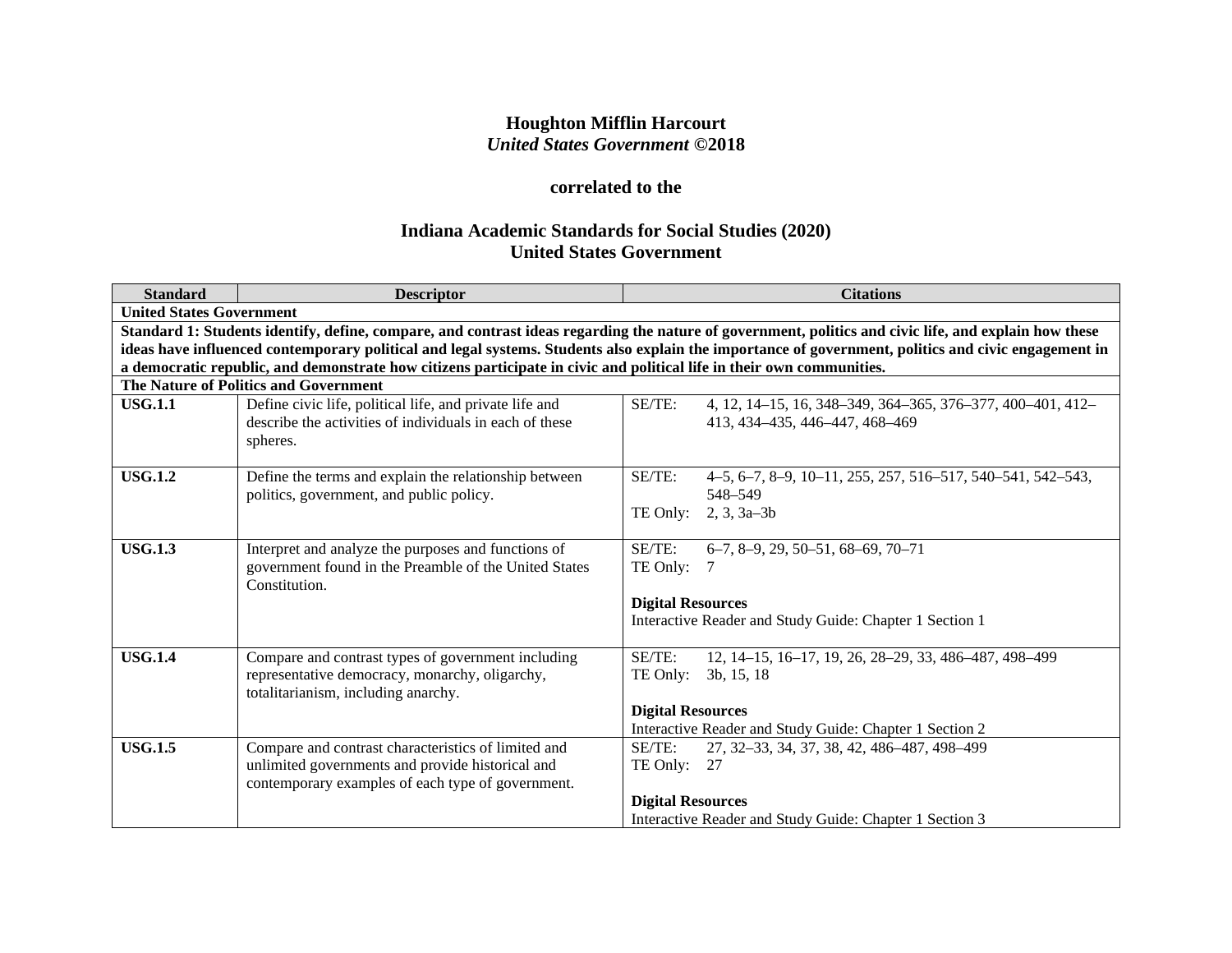**Houghton Mifflin Harcourt**
***United States Government* ©2018**

**correlated to the**

**Indiana Academic Standards for Social Studies (2020)**
**United States Government**

| Standard | Descriptor | Citations |
|---|---|---|
| **United States Government** | | |
| **Standard 1: Students identify, define, compare, and contrast ideas regarding the nature of government, politics and civic life, and explain how these ideas have influenced contemporary political and legal systems. Students also explain the importance of government, politics and civic engagement in a democratic republic, and demonstrate how citizens participate in civic and political life in their own communities.** | | |
| **The Nature of Politics and Government** | | |
| **USG.1.1** | Define civic life, political life, and private life and describe the activities of individuals in each of these spheres. | SE/TE: 4, 12, 14–15, 16, 348–349, 364–365, 376–377, 400–401, 412–413, 434–435, 446–447, 468–469 |
| **USG.1.2** | Define the terms and explain the relationship between politics, government, and public policy. | SE/TE: 4–5, 6–7, 8–9, 10–11, 255, 257, 516–517, 540–541, 542–543, 548–549<br>TE Only: 2, 3, 3a–3b |
| **USG.1.3** | Interpret and analyze the purposes and functions of government found in the Preamble of the United States Constitution. | SE/TE: 6–7, 8–9, 29, 50–51, 68–69, 70–71<br>TE Only: 7<br><br>**Digital Resources**<br>Interactive Reader and Study Guide: Chapter 1 Section 1 |
| **USG.1.4** | Compare and contrast types of government including representative democracy, monarchy, oligarchy, totalitarianism, including anarchy. | SE/TE: 12, 14–15, 16–17, 19, 26, 28–29, 33, 486–487, 498–499<br>TE Only: 3b, 15, 18<br><br>**Digital Resources**<br>Interactive Reader and Study Guide: Chapter 1 Section 2 |
| **USG.1.5** | Compare and contrast characteristics of limited and unlimited governments and provide historical and contemporary examples of each type of government. | SE/TE: 27, 32–33, 34, 37, 38, 42, 486–487, 498–499<br>TE Only: 27<br><br>**Digital Resources**<br>Interactive Reader and Study Guide: Chapter 1 Section 3 |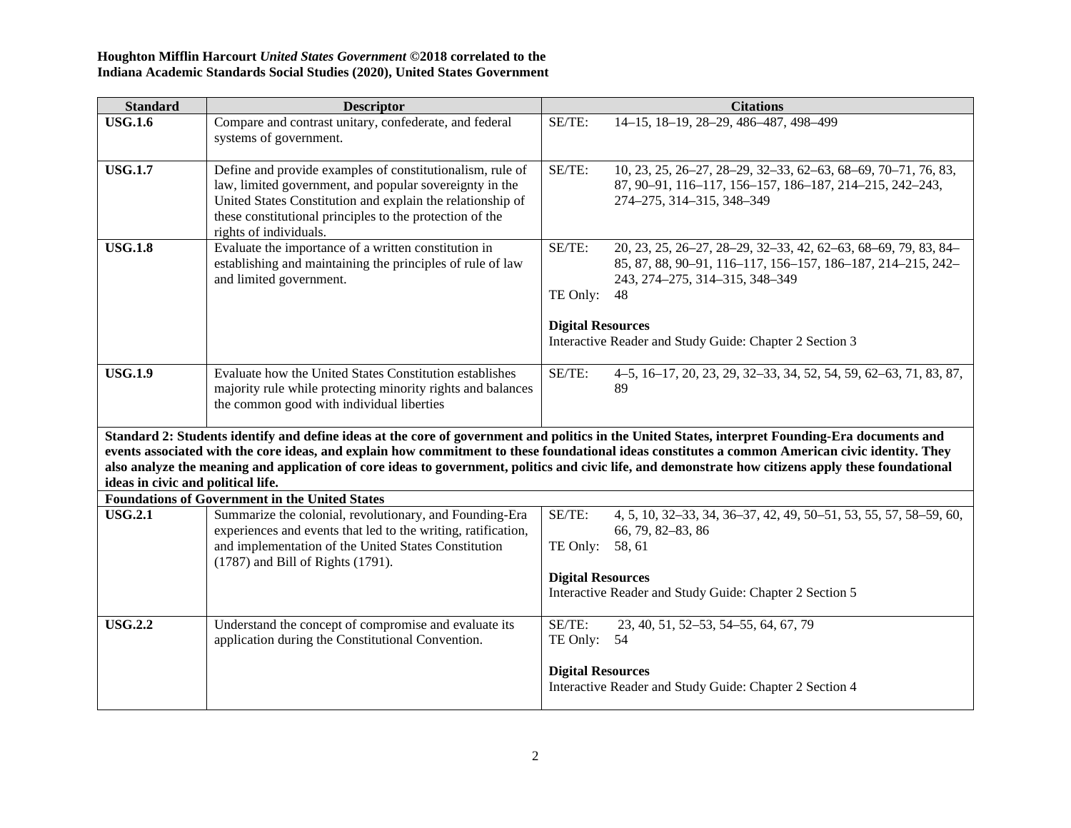**Houghton Mifflin Harcourt *United States Government* ©2018 correlated to the Indiana Academic Standards Social Studies (2020), United States Government**

| Standard | Descriptor | Citations |
|---|---|---|
| **USG.1.6** | Compare and contrast unitary, confederate, and federal systems of government. | SE/TE: 14–15, 18–19, 28–29, 486–487, 498–499 |
| **USG.1.7** | Define and provide examples of constitutionalism, rule of law, limited government, and popular sovereignty in the United States Constitution and explain the relationship of these constitutional principles to the protection of the rights of individuals. | SE/TE: 10, 23, 25, 26–27, 28–29, 32–33, 62–63, 68–69, 70–71, 76, 83, 87, 90–91, 116–117, 156–157, 186–187, 214–215, 242–243, 274–275, 314–315, 348–349 |
| **USG.1.8** | Evaluate the importance of a written constitution in establishing and maintaining the principles of rule of law and limited government. | SE/TE: 20, 23, 25, 26–27, 28–29, 32–33, 42, 62–63, 68–69, 79, 83, 84–85, 87, 88, 90–91, 116–117, 156–157, 186–187, 214–215, 242–243, 274–275, 314–315, 348–349<br>TE Only: 48<br><br>**Digital Resources**<br>Interactive Reader and Study Guide: Chapter 2 Section 3 |
| **USG.1.9** | Evaluate how the United States Constitution establishes majority rule while protecting minority rights and balances the common good with individual liberties | SE/TE: 4–5, 16–17, 20, 23, 29, 32–33, 34, 52, 54, 59, 62–63, 71, 83, 87, 89 |
| **Standard 2: Students identify and define ideas at the core of government and politics in the United States, interpret Founding-Era documents and events associated with the core ideas, and explain how commitment to these foundational ideas constitutes a common American civic identity. They also analyze the meaning and application of core ideas to government, politics and civic life, and demonstrate how citizens apply these foundational ideas in civic and political life.** | | |
| **Foundations of Government in the United States** | | |
| **USG.2.1** | Summarize the colonial, revolutionary, and Founding-Era experiences and events that led to the writing, ratification, and implementation of the United States Constitution (1787) and Bill of Rights (1791). | SE/TE: 4, 5, 10, 32–33, 34, 36–37, 42, 49, 50–51, 53, 55, 57, 58–59, 60, 66, 79, 82–83, 86<br>TE Only: 58, 61<br><br>**Digital Resources**<br>Interactive Reader and Study Guide: Chapter 2 Section 5 |
| **USG.2.2** | Understand the concept of compromise and evaluate its application during the Constitutional Convention. | SE/TE: 23, 40, 51, 52–53, 54–55, 64, 67, 79<br>TE Only: 54<br><br>**Digital Resources**<br>Interactive Reader and Study Guide: Chapter 2 Section 4 |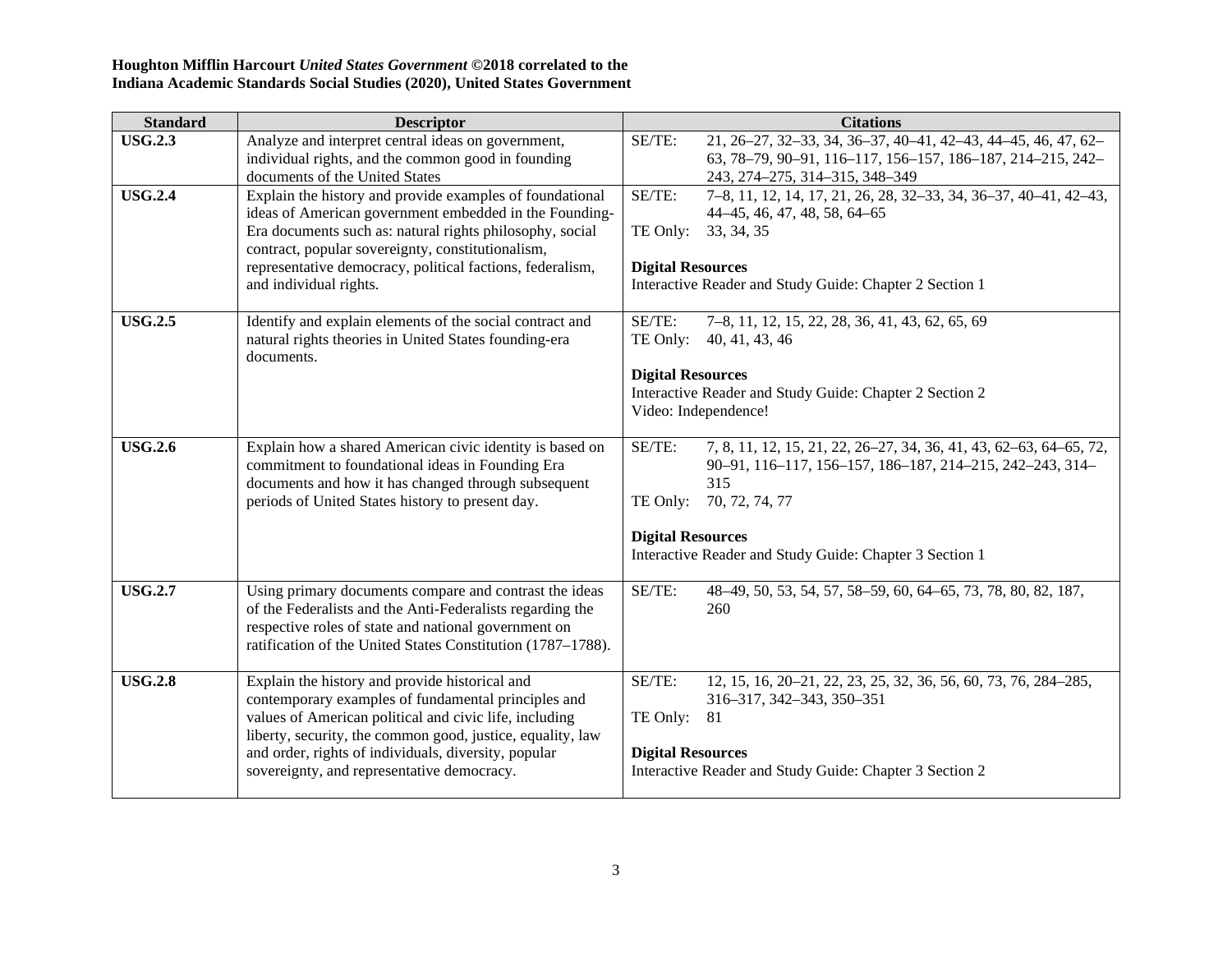**Houghton Mifflin Harcourt *United States Government* ©2018 correlated to the Indiana Academic Standards Social Studies (2020), United States Government**

| Standard | Descriptor | Citations |
|---|---|---|
| **USG.2.3** | Analyze and interpret central ideas on government, individual rights, and the common good in founding documents of the United States | SE/TE: 21, 26–27, 32–33, 34, 36–37, 40–41, 42–43, 44–45, 46, 47, 62–63, 78–79, 90–91, 116–117, 156–157, 186–187, 214–215, 242–243, 274–275, 314–315, 348–349 |
| **USG.2.4** | Explain the history and provide examples of foundational ideas of American government embedded in the Founding-Era documents such as: natural rights philosophy, social contract, popular sovereignty, constitutionalism, representative democracy, political factions, federalism, and individual rights. | SE/TE: 7–8, 11, 12, 14, 17, 21, 26, 28, 32–33, 34, 36–37, 40–41, 42–43, 44–45, 46, 47, 48, 58, 64–65<br>TE Only: 33, 34, 35<br><br>**Digital Resources**<br>Interactive Reader and Study Guide: Chapter 2 Section 1 |
| **USG.2.5** | Identify and explain elements of the social contract and natural rights theories in United States founding-era documents. | SE/TE: 7–8, 11, 12, 15, 22, 28, 36, 41, 43, 62, 65, 69<br>TE Only: 40, 41, 43, 46<br><br>**Digital Resources**<br>Interactive Reader and Study Guide: Chapter 2 Section 2<br>Video: Independence! |
| **USG.2.6** | Explain how a shared American civic identity is based on commitment to foundational ideas in Founding Era documents and how it has changed through subsequent periods of United States history to present day. | SE/TE: 7, 8, 11, 12, 15, 21, 22, 26–27, 34, 36, 41, 43, 62–63, 64–65, 72, 90–91, 116–117, 156–157, 186–187, 214–215, 242–243, 314–315<br>TE Only: 70, 72, 74, 77<br><br>**Digital Resources**<br>Interactive Reader and Study Guide: Chapter 3 Section 1 |
| **USG.2.7** | Using primary documents compare and contrast the ideas of the Federalists and the Anti-Federalists regarding the respective roles of state and national government on ratification of the United States Constitution (1787–1788). | SE/TE: 48–49, 50, 53, 54, 57, 58–59, 60, 64–65, 73, 78, 80, 82, 187, 260 |
| **USG.2.8** | Explain the history and provide historical and contemporary examples of fundamental principles and values of American political and civic life, including liberty, security, the common good, justice, equality, law and order, rights of individuals, diversity, popular sovereignty, and representative democracy. | SE/TE: 12, 15, 16, 20–21, 22, 23, 25, 32, 36, 56, 60, 73, 76, 284–285, 316–317, 342–343, 350–351<br>TE Only: 81<br><br>**Digital Resources**<br>Interactive Reader and Study Guide: Chapter 3 Section 2 |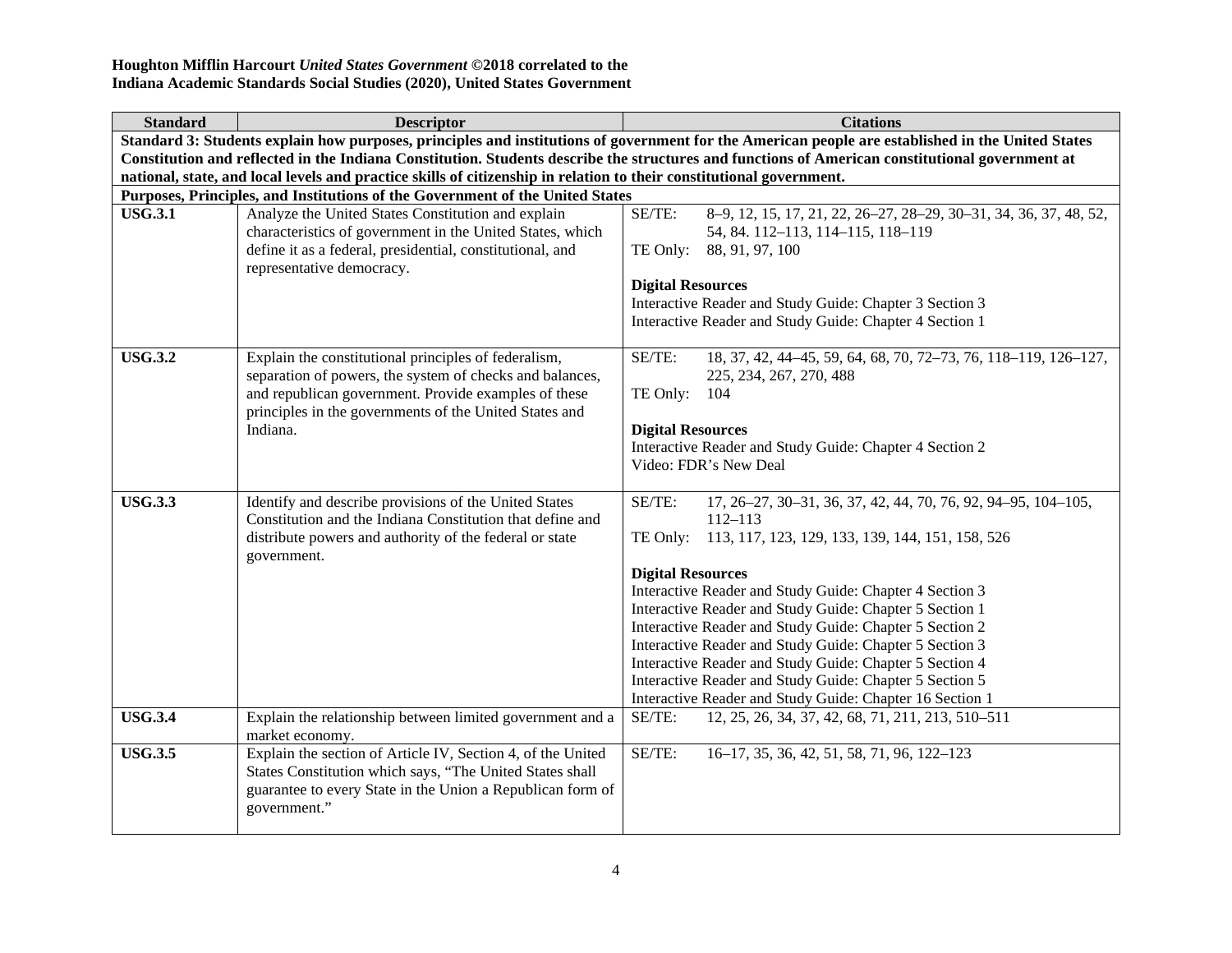**Houghton Mifflin Harcourt *United States Government* ©2018 correlated to the Indiana Academic Standards Social Studies (2020), United States Government**

| Standard | Descriptor | Citations |
|---|---|---|
| **Standard 3: Students explain how purposes, principles and institutions of government for the American people are established in the United States Constitution and reflected in the Indiana Constitution. Students describe the structures and functions of American constitutional government at national, state, and local levels and practice skills of citizenship in relation to their constitutional government.** | | |
| **Purposes, Principles, and Institutions of the Government of the United States** | | |
| **USG.3.1** | Analyze the United States Constitution and explain characteristics of government in the United States, which define it as a federal, presidential, constitutional, and representative democracy. | SE/TE: 8–9, 12, 15, 17, 21, 22, 26–27, 28–29, 30–31, 34, 36, 37, 48, 52, 54, 84. 112–113, 114–115, 118–119<br>TE Only: 88, 91, 97, 100<br><br>**Digital Resources**<br>Interactive Reader and Study Guide: Chapter 3 Section 3<br>Interactive Reader and Study Guide: Chapter 4 Section 1 |
| **USG.3.2** | Explain the constitutional principles of federalism, separation of powers, the system of checks and balances, and republican government. Provide examples of these principles in the governments of the United States and Indiana. | SE/TE: 18, 37, 42, 44–45, 59, 64, 68, 70, 72–73, 76, 118–119, 126–127, 225, 234, 267, 270, 488<br>TE Only: 104<br><br>**Digital Resources**<br>Interactive Reader and Study Guide: Chapter 4 Section 2<br>Video: FDR's New Deal |
| **USG.3.3** | Identify and describe provisions of the United States Constitution and the Indiana Constitution that define and distribute powers and authority of the federal or state government. | SE/TE: 17, 26–27, 30–31, 36, 37, 42, 44, 70, 76, 92, 94–95, 104–105, 112–113<br>TE Only: 113, 117, 123, 129, 133, 139, 144, 151, 158, 526<br><br>**Digital Resources**<br>Interactive Reader and Study Guide: Chapter 4 Section 3<br>Interactive Reader and Study Guide: Chapter 5 Section 1<br>Interactive Reader and Study Guide: Chapter 5 Section 2<br>Interactive Reader and Study Guide: Chapter 5 Section 3<br>Interactive Reader and Study Guide: Chapter 5 Section 4<br>Interactive Reader and Study Guide: Chapter 5 Section 5<br>Interactive Reader and Study Guide: Chapter 16 Section 1 |
| **USG.3.4** | Explain the relationship between limited government and a market economy. | SE/TE: 12, 25, 26, 34, 37, 42, 68, 71, 211, 213, 510–511 |
| **USG.3.5** | Explain the section of Article IV, Section 4, of the United States Constitution which says, "The United States shall guarantee to every State in the Union a Republican form of government." | SE/TE: 16–17, 35, 36, 42, 51, 58, 71, 96, 122–123 |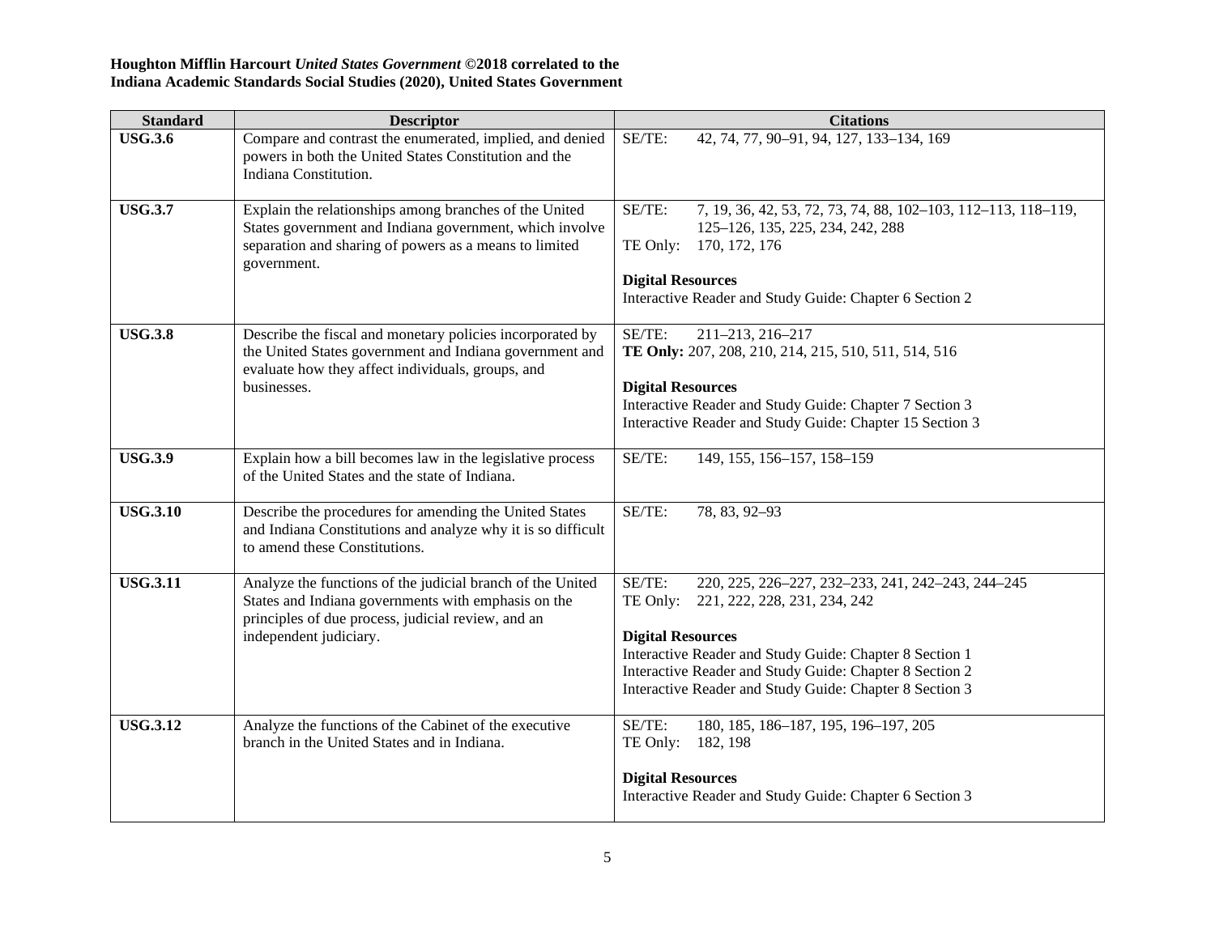**Houghton Mifflin Harcourt *United States Government* ©2018 correlated to the Indiana Academic Standards Social Studies (2020), United States Government**

| Standard | Descriptor | Citations |
|---|---|---|
| **USG.3.6** | Compare and contrast the enumerated, implied, and denied powers in both the United States Constitution and the Indiana Constitution. | SE/TE: 42, 74, 77, 90–91, 94, 127, 133–134, 169 |
| **USG.3.7** | Explain the relationships among branches of the United States government and Indiana government, which involve separation and sharing of powers as a means to limited government. | SE/TE: 7, 19, 36, 42, 53, 72, 73, 74, 88, 102–103, 112–113, 118–119, 125–126, 135, 225, 234, 242, 288<br>TE Only: 170, 172, 176<br><br>**Digital Resources**<br>Interactive Reader and Study Guide: Chapter 6 Section 2 |
| **USG.3.8** | Describe the fiscal and monetary policies incorporated by the United States government and Indiana government and evaluate how they affect individuals, groups, and businesses. | SE/TE: 211–213, 216–217<br>**TE Only:** 207, 208, 210, 214, 215, 510, 511, 514, 516<br><br>**Digital Resources**<br>Interactive Reader and Study Guide: Chapter 7 Section 3<br>Interactive Reader and Study Guide: Chapter 15 Section 3 |
| **USG.3.9** | Explain how a bill becomes law in the legislative process of the United States and the state of Indiana. | SE/TE: 149, 155, 156–157, 158–159 |
| **USG.3.10** | Describe the procedures for amending the United States and Indiana Constitutions and analyze why it is so difficult to amend these Constitutions. | SE/TE: 78, 83, 92–93 |
| **USG.3.11** | Analyze the functions of the judicial branch of the United States and Indiana governments with emphasis on the principles of due process, judicial review, and an independent judiciary. | SE/TE: 220, 225, 226–227, 232–233, 241, 242–243, 244–245<br>TE Only: 221, 222, 228, 231, 234, 242<br><br>**Digital Resources**<br>Interactive Reader and Study Guide: Chapter 8 Section 1<br>Interactive Reader and Study Guide: Chapter 8 Section 2<br>Interactive Reader and Study Guide: Chapter 8 Section 3 |
| **USG.3.12** | Analyze the functions of the Cabinet of the executive branch in the United States and in Indiana. | SE/TE: 180, 185, 186–187, 195, 196–197, 205<br>TE Only: 182, 198<br><br>**Digital Resources**<br>Interactive Reader and Study Guide: Chapter 6 Section 3 |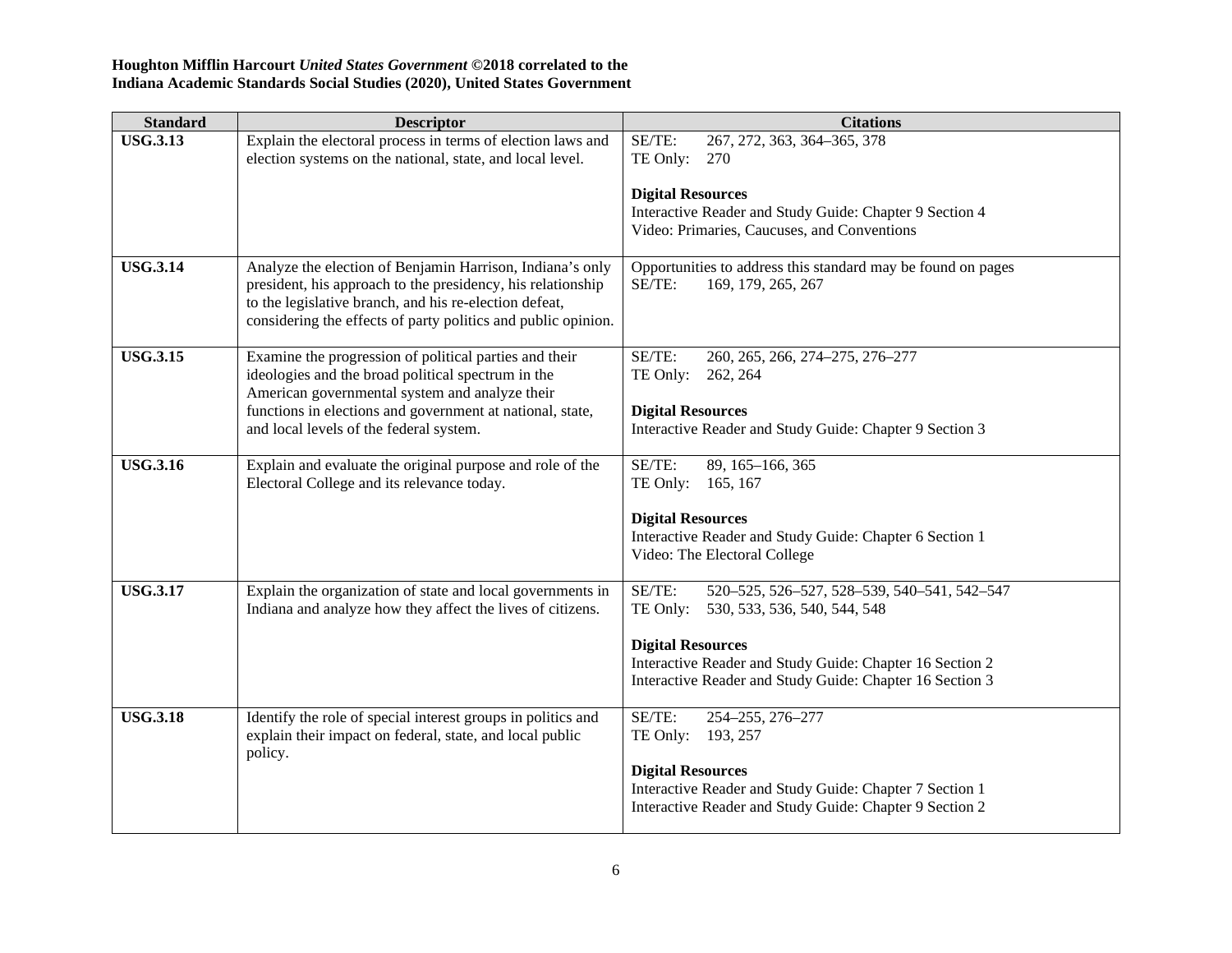**Houghton Mifflin Harcourt *United States Government* ©2018 correlated to the Indiana Academic Standards Social Studies (2020), United States Government**

| Standard | Descriptor | Citations |
|---|---|---|
| **USG.3.13** | Explain the electoral process in terms of election laws and election systems on the national, state, and local level. | SE/TE: 267, 272, 363, 364–365, 378<br>TE Only: 270<br><br>**Digital Resources**<br>Interactive Reader and Study Guide: Chapter 9 Section 4<br>Video: Primaries, Caucuses, and Conventions |
| **USG.3.14** | Analyze the election of Benjamin Harrison, Indiana's only president, his approach to the presidency, his relationship to the legislative branch, and his re-election defeat, considering the effects of party politics and public opinion. | Opportunities to address this standard may be found on pages<br>SE/TE: 169, 179, 265, 267 |
| **USG.3.15** | Examine the progression of political parties and their ideologies and the broad political spectrum in the American governmental system and analyze their functions in elections and government at national, state, and local levels of the federal system. | SE/TE: 260, 265, 266, 274–275, 276–277<br>TE Only: 262, 264<br><br>**Digital Resources**<br>Interactive Reader and Study Guide: Chapter 9 Section 3 |
| **USG.3.16** | Explain and evaluate the original purpose and role of the Electoral College and its relevance today. | SE/TE: 89, 165–166, 365<br>TE Only: 165, 167<br><br>**Digital Resources**<br>Interactive Reader and Study Guide: Chapter 6 Section 1<br>Video: The Electoral College |
| **USG.3.17** | Explain the organization of state and local governments in Indiana and analyze how they affect the lives of citizens. | SE/TE: 520–525, 526–527, 528–539, 540–541, 542–547<br>TE Only: 530, 533, 536, 540, 544, 548<br><br>**Digital Resources**<br>Interactive Reader and Study Guide: Chapter 16 Section 2<br>Interactive Reader and Study Guide: Chapter 16 Section 3 |
| **USG.3.18** | Identify the role of special interest groups in politics and explain their impact on federal, state, and local public policy. | SE/TE: 254–255, 276–277<br>TE Only: 193, 257<br><br>**Digital Resources**<br>Interactive Reader and Study Guide: Chapter 7 Section 1<br>Interactive Reader and Study Guide: Chapter 9 Section 2 |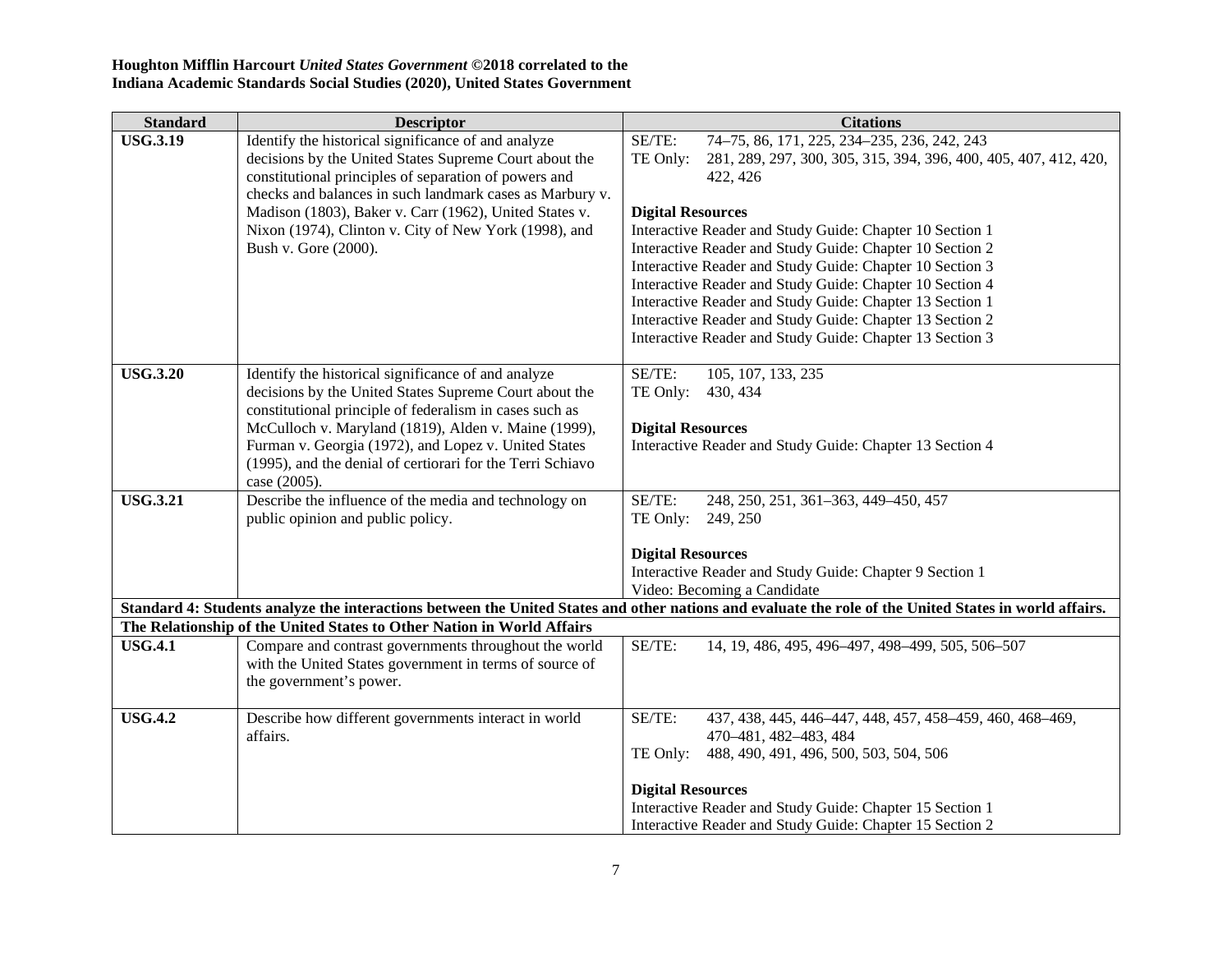**Houghton Mifflin Harcourt *United States Government* ©2018 correlated to the Indiana Academic Standards Social Studies (2020), United States Government**

| Standard | Descriptor | Citations |
|---|---|---|
| **USG.3.19** | Identify the historical significance of and analyze decisions by the United States Supreme Court about the constitutional principles of separation of powers and checks and balances in such landmark cases as Marbury v. Madison (1803), Baker v. Carr (1962), United States v. Nixon (1974), Clinton v. City of New York (1998), and Bush v. Gore (2000). | SE/TE: 74–75, 86, 171, 225, 234–235, 236, 242, 243<br>TE Only: 281, 289, 297, 300, 305, 315, 394, 396, 400, 405, 407, 412, 420, 422, 426<br><br>**Digital Resources**<br>Interactive Reader and Study Guide: Chapter 10 Section 1<br>Interactive Reader and Study Guide: Chapter 10 Section 2<br>Interactive Reader and Study Guide: Chapter 10 Section 3<br>Interactive Reader and Study Guide: Chapter 10 Section 4<br>Interactive Reader and Study Guide: Chapter 13 Section 1<br>Interactive Reader and Study Guide: Chapter 13 Section 2<br>Interactive Reader and Study Guide: Chapter 13 Section 3 |
| **USG.3.20** | Identify the historical significance of and analyze decisions by the United States Supreme Court about the constitutional principle of federalism in cases such as McCulloch v. Maryland (1819), Alden v. Maine (1999), Furman v. Georgia (1972), and Lopez v. United States (1995), and the denial of certiorari for the Terri Schiavo case (2005). | SE/TE: 105, 107, 133, 235<br>TE Only: 430, 434<br><br>**Digital Resources**<br>Interactive Reader and Study Guide: Chapter 13 Section 4 |
| **USG.3.21** | Describe the influence of the media and technology on public opinion and public policy. | SE/TE: 248, 250, 251, 361–363, 449–450, 457<br>TE Only: 249, 250<br><br>**Digital Resources**<br>Interactive Reader and Study Guide: Chapter 9 Section 1<br>Video: Becoming a Candidate |
| **Standard 4: Students analyze the interactions between the United States and other nations and evaluate the role of the United States in world affairs.** | | |
| **The Relationship of the United States to Other Nation in World Affairs** | | |
| **USG.4.1** | Compare and contrast governments throughout the world with the United States government in terms of source of the government's power. | SE/TE: 14, 19, 486, 495, 496–497, 498–499, 505, 506–507 |
| **USG.4.2** | Describe how different governments interact in world affairs. | SE/TE: 437, 438, 445, 446–447, 448, 457, 458–459, 460, 468–469, 470–481, 482–483, 484<br>TE Only: 488, 490, 491, 496, 500, 503, 504, 506<br><br>**Digital Resources**<br>Interactive Reader and Study Guide: Chapter 15 Section 1<br>Interactive Reader and Study Guide: Chapter 15 Section 2 |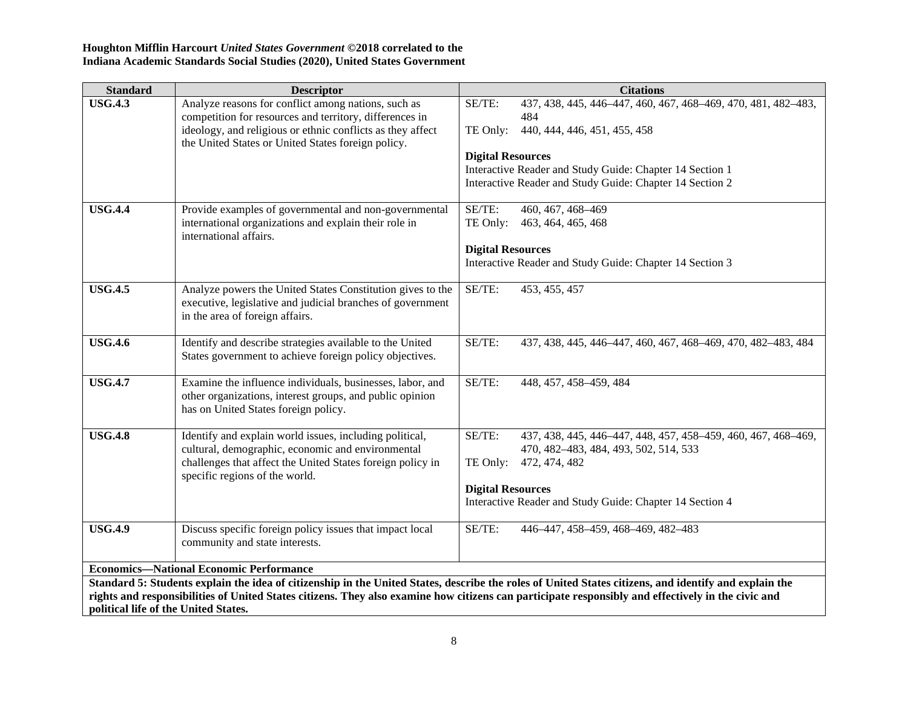**Houghton Mifflin Harcourt *United States Government* ©2018 correlated to the Indiana Academic Standards Social Studies (2020), United States Government**

| Standard | Descriptor | Citations |
| --- | --- | --- |
| **USG.4.3** | Analyze reasons for conflict among nations, such as competition for resources and territory, differences in ideology, and religious or ethnic conflicts as they affect the United States or United States foreign policy. | SE/TE: 437, 438, 445, 446–447, 460, 467, 468–469, 470, 481, 482–483, 484<br>TE Only: 440, 444, 446, 451, 455, 458<br><br>**Digital Resources**<br>Interactive Reader and Study Guide: Chapter 14 Section 1<br>Interactive Reader and Study Guide: Chapter 14 Section 2 |
| **USG.4.4** | Provide examples of governmental and non-governmental international organizations and explain their role in international affairs. | SE/TE: 460, 467, 468–469<br>TE Only: 463, 464, 465, 468<br><br>**Digital Resources**<br>Interactive Reader and Study Guide: Chapter 14 Section 3 |
| **USG.4.5** | Analyze powers the United States Constitution gives to the executive, legislative and judicial branches of government in the area of foreign affairs. | SE/TE: 453, 455, 457 |
| **USG.4.6** | Identify and describe strategies available to the United States government to achieve foreign policy objectives. | SE/TE: 437, 438, 445, 446–447, 460, 467, 468–469, 470, 482–483, 484 |
| **USG.4.7** | Examine the influence individuals, businesses, labor, and other organizations, interest groups, and public opinion has on United States foreign policy. | SE/TE: 448, 457, 458–459, 484 |
| **USG.4.8** | Identify and explain world issues, including political, cultural, demographic, economic and environmental challenges that affect the United States foreign policy in specific regions of the world. | SE/TE: 437, 438, 445, 446–447, 448, 457, 458–459, 460, 467, 468–469, 470, 482–483, 484, 493, 502, 514, 533<br>TE Only: 472, 474, 482<br><br>**Digital Resources**<br>Interactive Reader and Study Guide: Chapter 14 Section 4 |
| **USG.4.9** | Discuss specific foreign policy issues that impact local community and state interests. | SE/TE: 446–447, 458–459, 468–469, 482–483 |
| **Economics—National Economic Performance** | | |
| **Standard 5: Students explain the idea of citizenship in the United States, describe the roles of United States citizens, and identify and explain the rights and responsibilities of United States citizens. They also examine how citizens can participate responsibly and effectively in the civic and political life of the United States.** | | |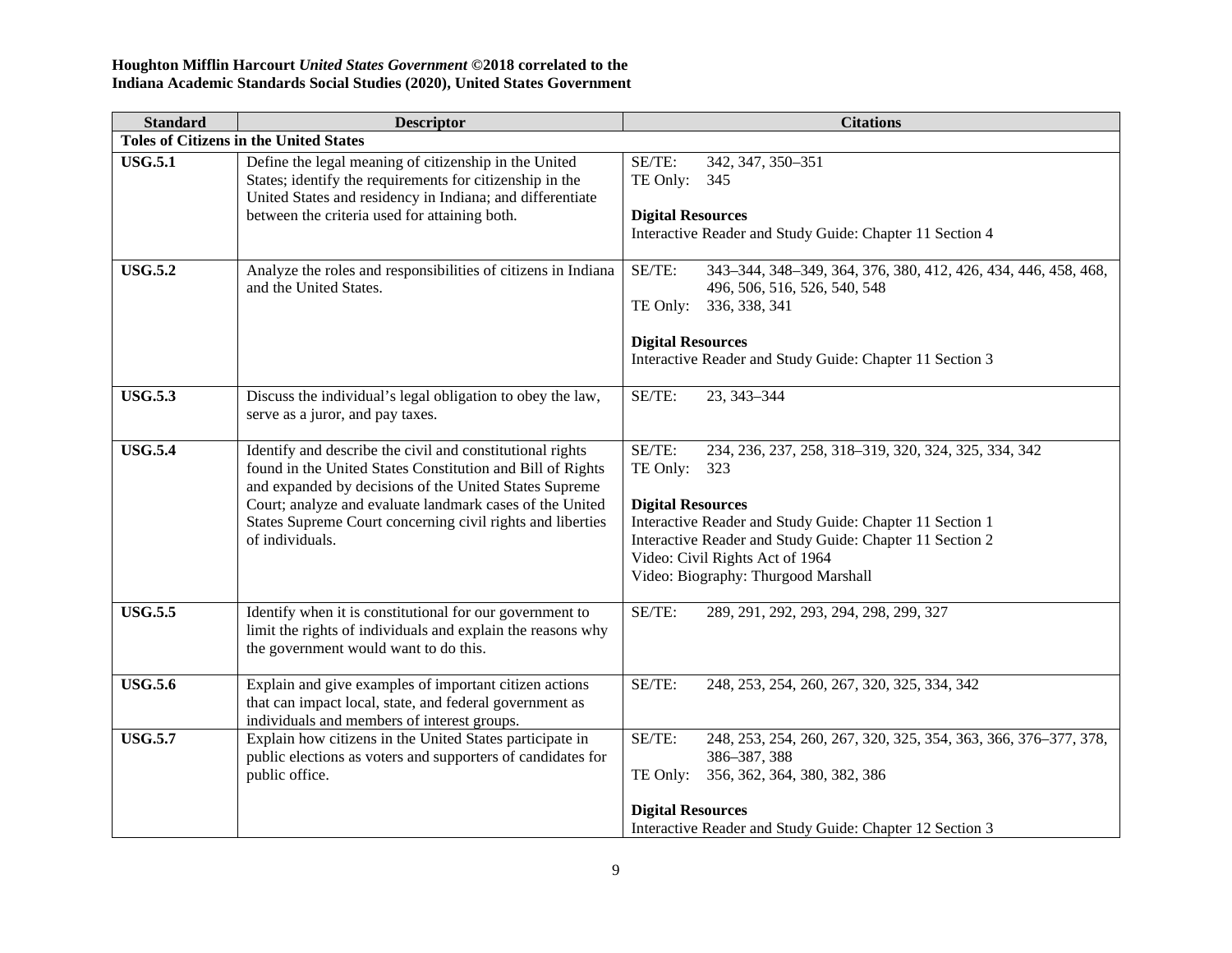**Houghton Mifflin Harcourt *United States Government* ©2018 correlated to the Indiana Academic Standards Social Studies (2020), United States Government**

| Standard | Descriptor | Citations |
|---|---|---|
| **Toles of Citizens in the United States** | | |
| **USG.5.1** | Define the legal meaning of citizenship in the United States; identify the requirements for citizenship in the United States and residency in Indiana; and differentiate between the criteria used for attaining both. | SE/TE: 342, 347, 350–351<br>TE Only: 345<br><br>**Digital Resources**<br>Interactive Reader and Study Guide: Chapter 11 Section 4 |
| **USG.5.2** | Analyze the roles and responsibilities of citizens in Indiana and the United States. | SE/TE: 343–344, 348–349, 364, 376, 380, 412, 426, 434, 446, 458, 468, 496, 506, 516, 526, 540, 548<br>TE Only: 336, 338, 341<br><br>**Digital Resources**<br>Interactive Reader and Study Guide: Chapter 11 Section 3 |
| **USG.5.3** | Discuss the individual's legal obligation to obey the law, serve as a juror, and pay taxes. | SE/TE: 23, 343–344 |
| **USG.5.4** | Identify and describe the civil and constitutional rights found in the United States Constitution and Bill of Rights and expanded by decisions of the United States Supreme Court; analyze and evaluate landmark cases of the United States Supreme Court concerning civil rights and liberties of individuals. | SE/TE: 234, 236, 237, 258, 318–319, 320, 324, 325, 334, 342<br>TE Only: 323<br><br>**Digital Resources**<br>Interactive Reader and Study Guide: Chapter 11 Section 1<br>Interactive Reader and Study Guide: Chapter 11 Section 2<br>Video: Civil Rights Act of 1964<br>Video: Biography: Thurgood Marshall |
| **USG.5.5** | Identify when it is constitutional for our government to limit the rights of individuals and explain the reasons why the government would want to do this. | SE/TE: 289, 291, 292, 293, 294, 298, 299, 327 |
| **USG.5.6** | Explain and give examples of important citizen actions that can impact local, state, and federal government as individuals and members of interest groups. | SE/TE: 248, 253, 254, 260, 267, 320, 325, 334, 342 |
| **USG.5.7** | Explain how citizens in the United States participate in public elections as voters and supporters of candidates for public office. | SE/TE: 248, 253, 254, 260, 267, 320, 325, 354, 363, 366, 376–377, 378, 386–387, 388<br>TE Only: 356, 362, 364, 380, 382, 386<br><br>**Digital Resources**<br>Interactive Reader and Study Guide: Chapter 12 Section 3 |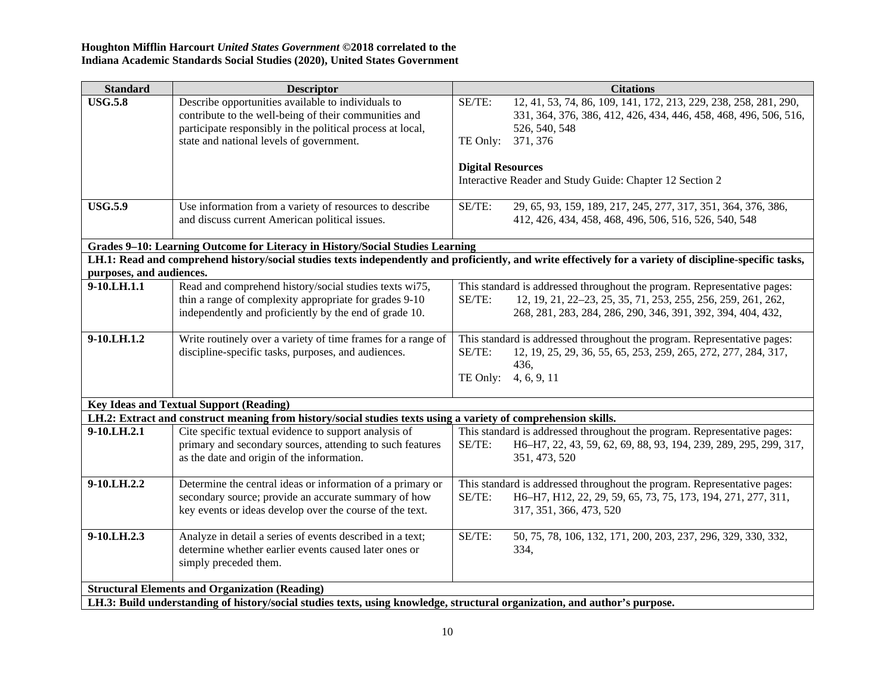**Houghton Mifflin Harcourt *United States Government* ©2018 correlated to the**
**Indiana Academic Standards Social Studies (2020), United States Government**

| Standard | Descriptor | Citations |
|---|---|---|
| **USG.5.8** | Describe opportunities available to individuals to contribute to the well-being of their communities and participate responsibly in the political process at local, state and national levels of government. | SE/TE: 12, 41, 53, 74, 86, 109, 141, 172, 213, 229, 238, 258, 281, 290, 331, 364, 376, 386, 412, 426, 434, 446, 458, 468, 496, 506, 516, 526, 540, 548<br>TE Only: 371, 376<br><br>**Digital Resources**<br>Interactive Reader and Study Guide: Chapter 12 Section 2 |
| **USG.5.9** | Use information from a variety of resources to describe and discuss current American political issues. | SE/TE: 29, 65, 93, 159, 189, 217, 245, 277, 317, 351, 364, 376, 386, 412, 426, 434, 458, 468, 496, 506, 516, 526, 540, 548 |
| **Grades 9–10: Learning Outcome for Literacy in History/Social Studies Learning** | | |
| **LH.1: Read and comprehend history/social studies texts independently and proficiently, and write effectively for a variety of discipline-specific tasks, purposes, and audiences.** | | |
| **9-10.LH.1.1** | Read and comprehend history/social studies texts wi75, thin a range of complexity appropriate for grades 9-10 independently and proficiently by the end of grade 10. | This standard is addressed throughout the program. Representative pages:<br>SE/TE: 12, 19, 21, 22–23, 25, 35, 71, 253, 255, 256, 259, 261, 262, 268, 281, 283, 284, 286, 290, 346, 391, 392, 394, 404, 432, |
| **9-10.LH.1.2** | Write routinely over a variety of time frames for a range of discipline-specific tasks, purposes, and audiences. | This standard is addressed throughout the program. Representative pages:<br>SE/TE: 12, 19, 25, 29, 36, 55, 65, 253, 259, 265, 272, 277, 284, 317, 436,<br>TE Only: 4, 6, 9, 11 |
| **Key Ideas and Textual Support (Reading)** | | |
| **LH.2: Extract and construct meaning from history/social studies texts using a variety of comprehension skills.** | | |
| **9-10.LH.2.1** | Cite specific textual evidence to support analysis of primary and secondary sources, attending to such features as the date and origin of the information. | This standard is addressed throughout the program. Representative pages:<br>SE/TE: H6–H7, 22, 43, 59, 62, 69, 88, 93, 194, 239, 289, 295, 299, 317, 351, 473, 520 |
| **9-10.LH.2.2** | Determine the central ideas or information of a primary or secondary source; provide an accurate summary of how key events or ideas develop over the course of the text. | This standard is addressed throughout the program. Representative pages:<br>SE/TE: H6–H7, H12, 22, 29, 59, 65, 73, 75, 173, 194, 271, 277, 311, 317, 351, 366, 473, 520 |
| **9-10.LH.2.3** | Analyze in detail a series of events described in a text; determine whether earlier events caused later ones or simply preceded them. | SE/TE: 50, 75, 78, 106, 132, 171, 200, 203, 237, 296, 329, 330, 332, 334, |
| **Structural Elements and Organization (Reading)** | | |
| **LH.3: Build understanding of history/social studies texts, using knowledge, structural organization, and author's purpose.** | | |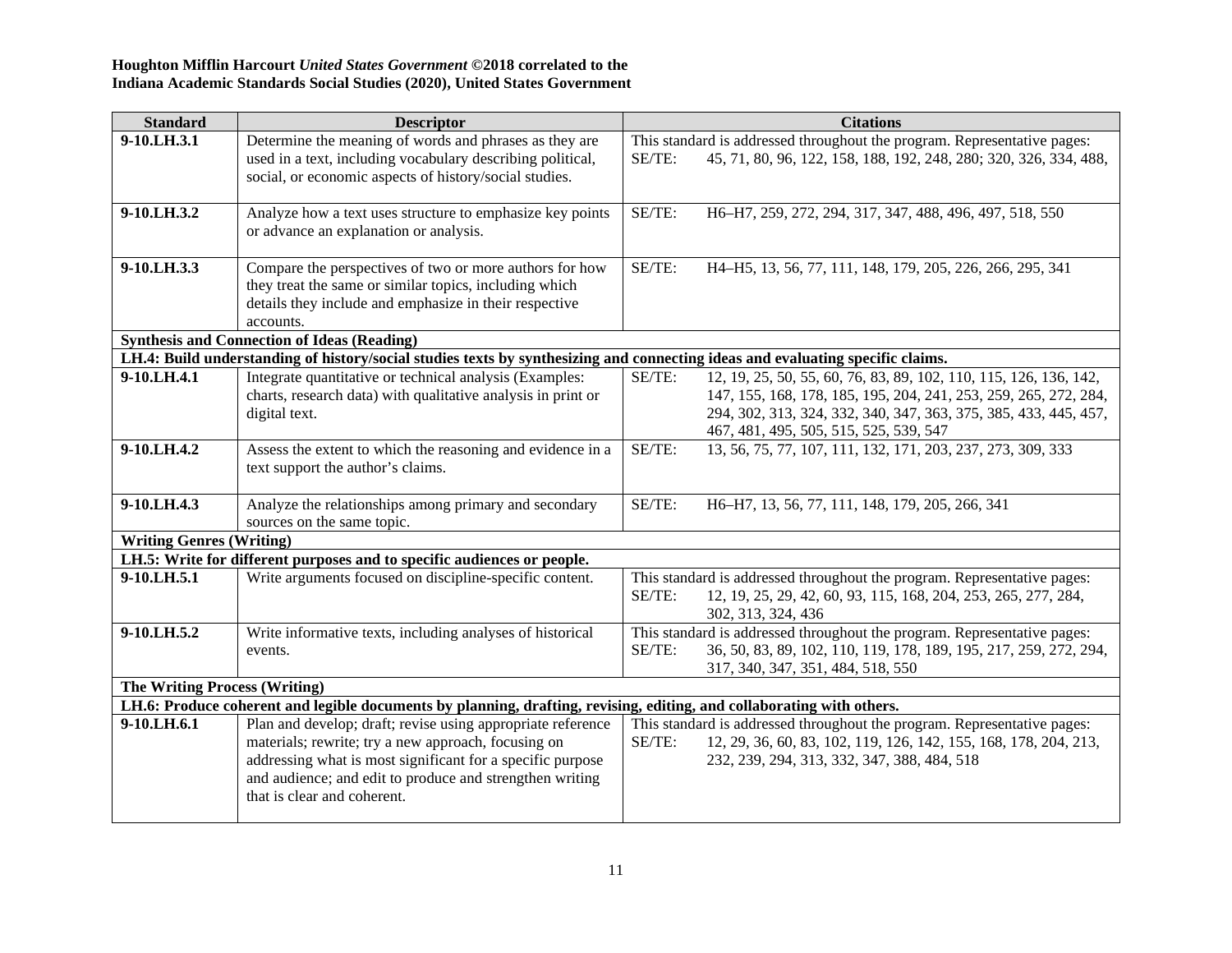**Houghton Mifflin Harcourt *United States Government* ©2018 correlated to the Indiana Academic Standards Social Studies (2020), United States Government**

| Standard | Descriptor | Citations |
|---|---|---|
| 9-10.LH.3.1 | Determine the meaning of words and phrases as they are used in a text, including vocabulary describing political, social, or economic aspects of history/social studies. | This standard is addressed throughout the program. Representative pages: SE/TE: 45, 71, 80, 96, 122, 158, 188, 192, 248, 280; 320, 326, 334, 488, |
| 9-10.LH.3.2 | Analyze how a text uses structure to emphasize key points or advance an explanation or analysis. | SE/TE: H6–H7, 259, 272, 294, 317, 347, 488, 496, 497, 518, 550 |
| 9-10.LH.3.3 | Compare the perspectives of two or more authors for how they treat the same or similar topics, including which details they include and emphasize in their respective accounts. | SE/TE: H4–H5, 13, 56, 77, 111, 148, 179, 205, 226, 266, 295, 341 |
| **Synthesis and Connection of Ideas (Reading)** | | |
| **LH.4: Build understanding of history/social studies texts by synthesizing and connecting ideas and evaluating specific claims.** | | |
| 9-10.LH.4.1 | Integrate quantitative or technical analysis (Examples: charts, research data) with qualitative analysis in print or digital text. | SE/TE: 12, 19, 25, 50, 55, 60, 76, 83, 89, 102, 110, 115, 126, 136, 142, 147, 155, 168, 178, 185, 195, 204, 241, 253, 259, 265, 272, 284, 294, 302, 313, 324, 332, 340, 347, 363, 375, 385, 433, 445, 457, 467, 481, 495, 505, 515, 525, 539, 547 |
| 9-10.LH.4.2 | Assess the extent to which the reasoning and evidence in a text support the author's claims. | SE/TE: 13, 56, 75, 77, 107, 111, 132, 171, 203, 237, 273, 309, 333 |
| 9-10.LH.4.3 | Analyze the relationships among primary and secondary sources on the same topic. | SE/TE: H6–H7, 13, 56, 77, 111, 148, 179, 205, 266, 341 |
| **Writing Genres (Writing)** | | |
| **LH.5: Write for different purposes and to specific audiences or people.** | | |
| 9-10.LH.5.1 | Write arguments focused on discipline-specific content. | This standard is addressed throughout the program. Representative pages: SE/TE: 12, 19, 25, 29, 42, 60, 93, 115, 168, 204, 253, 265, 277, 284, 302, 313, 324, 436 |
| 9-10.LH.5.2 | Write informative texts, including analyses of historical events. | This standard is addressed throughout the program. Representative pages: SE/TE: 36, 50, 83, 89, 102, 110, 119, 178, 189, 195, 217, 259, 272, 294, 317, 340, 347, 351, 484, 518, 550 |
| **The Writing Process (Writing)** | | |
| **LH.6: Produce coherent and legible documents by planning, drafting, revising, editing, and collaborating with others.** | | |
| 9-10.LH.6.1 | Plan and develop; draft; revise using appropriate reference materials; rewrite; try a new approach, focusing on addressing what is most significant for a specific purpose and audience; and edit to produce and strengthen writing that is clear and coherent. | This standard is addressed throughout the program. Representative pages: SE/TE: 12, 29, 36, 60, 83, 102, 119, 126, 142, 155, 168, 178, 204, 213, 232, 239, 294, 313, 332, 347, 388, 484, 518 |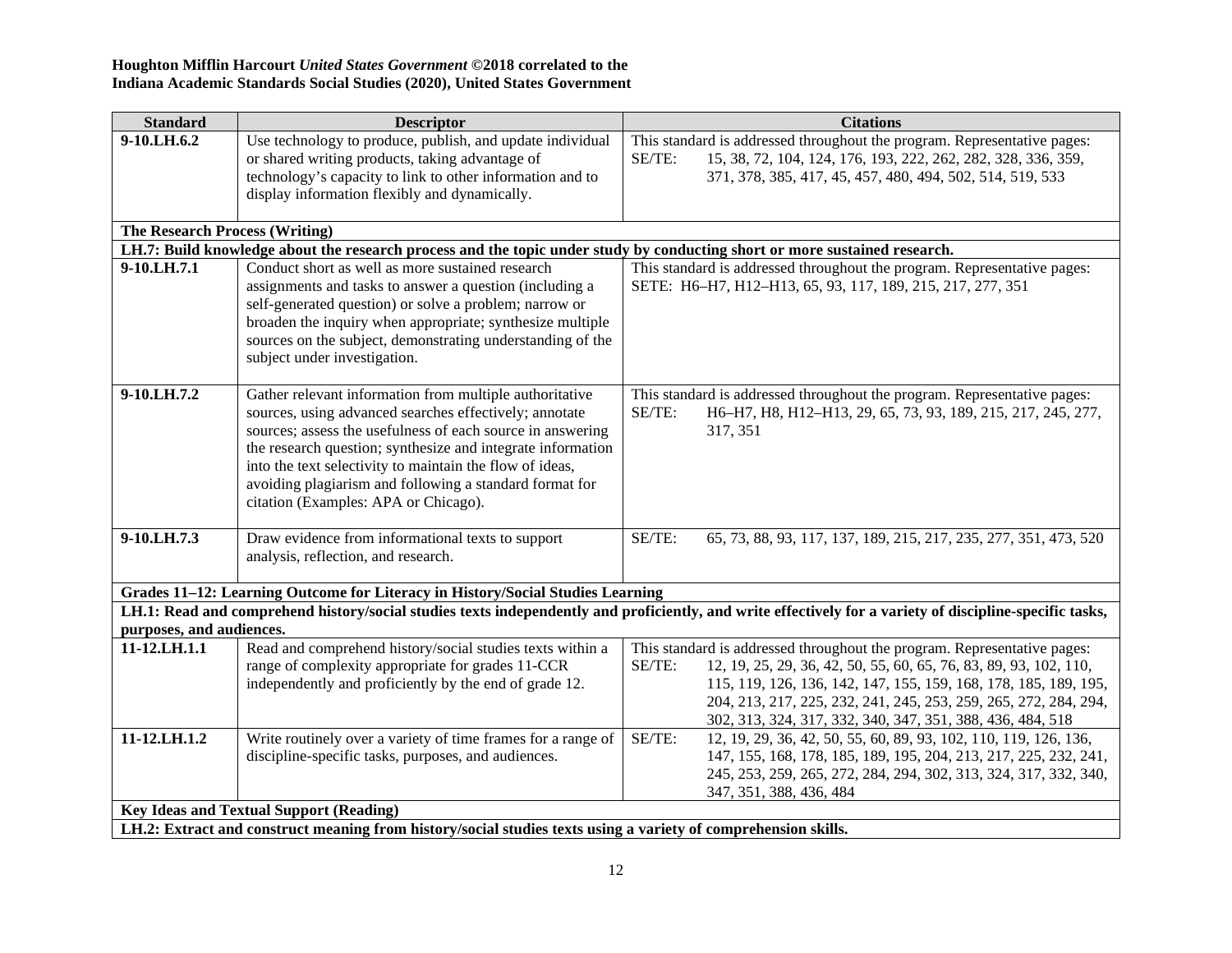**Houghton Mifflin Harcourt *United States Government* ©2018 correlated to the Indiana Academic Standards Social Studies (2020), United States Government**

| Standard | Descriptor | Citations |
|---|---|---|
| 9-10.LH.6.2 | Use technology to produce, publish, and update individual or shared writing products, taking advantage of technology's capacity to link to other information and to display information flexibly and dynamically. | This standard is addressed throughout the program. Representative pages:<br>SE/TE: 15, 38, 72, 104, 124, 176, 193, 222, 262, 282, 328, 336, 359, 371, 378, 385, 417, 45, 457, 480, 494, 502, 514, 519, 533 |
| **The Research Process (Writing)** | | |
| **LH.7: Build knowledge about the research process and the topic under study by conducting short or more sustained research.** | | |
| 9-10.LH.7.1 | Conduct short as well as more sustained research assignments and tasks to answer a question (including a self-generated question) or solve a problem; narrow or broaden the inquiry when appropriate; synthesize multiple sources on the subject, demonstrating understanding of the subject under investigation. | This standard is addressed throughout the program. Representative pages:<br>SETE: H6–H7, H12–H13, 65, 93, 117, 189, 215, 217, 277, 351 |
| 9-10.LH.7.2 | Gather relevant information from multiple authoritative sources, using advanced searches effectively; annotate sources; assess the usefulness of each source in answering the research question; synthesize and integrate information into the text selectivity to maintain the flow of ideas, avoiding plagiarism and following a standard format for citation (Examples: APA or Chicago). | This standard is addressed throughout the program. Representative pages:<br>SE/TE: H6–H7, H8, H12–H13, 29, 65, 73, 93, 189, 215, 217, 245, 277, 317, 351 |
| 9-10.LH.7.3 | Draw evidence from informational texts to support analysis, reflection, and research. | SE/TE: 65, 73, 88, 93, 117, 137, 189, 215, 217, 235, 277, 351, 473, 520 |
| **Grades 11–12: Learning Outcome for Literacy in History/Social Studies Learning** | | |
| **LH.1: Read and comprehend history/social studies texts independently and proficiently, and write effectively for a variety of discipline-specific tasks, purposes, and audiences.** | | |
| 11-12.LH.1.1 | Read and comprehend history/social studies texts within a range of complexity appropriate for grades 11-CCR independently and proficiently by the end of grade 12. | This standard is addressed throughout the program. Representative pages:<br>SE/TE: 12, 19, 25, 29, 36, 42, 50, 55, 60, 65, 76, 83, 89, 93, 102, 110, 115, 119, 126, 136, 142, 147, 155, 159, 168, 178, 185, 189, 195, 204, 213, 217, 225, 232, 241, 245, 253, 259, 265, 272, 284, 294, 302, 313, 324, 317, 332, 340, 347, 351, 388, 436, 484, 518 |
| 11-12.LH.1.2 | Write routinely over a variety of time frames for a range of discipline-specific tasks, purposes, and audiences. | SE/TE: 12, 19, 29, 36, 42, 50, 55, 60, 89, 93, 102, 110, 119, 126, 136, 147, 155, 168, 178, 185, 189, 195, 204, 213, 217, 225, 232, 241, 245, 253, 259, 265, 272, 284, 294, 302, 313, 324, 317, 332, 340, 347, 351, 388, 436, 484 |
| **Key Ideas and Textual Support (Reading)** | | |
| **LH.2: Extract and construct meaning from history/social studies texts using a variety of comprehension skills.** | | |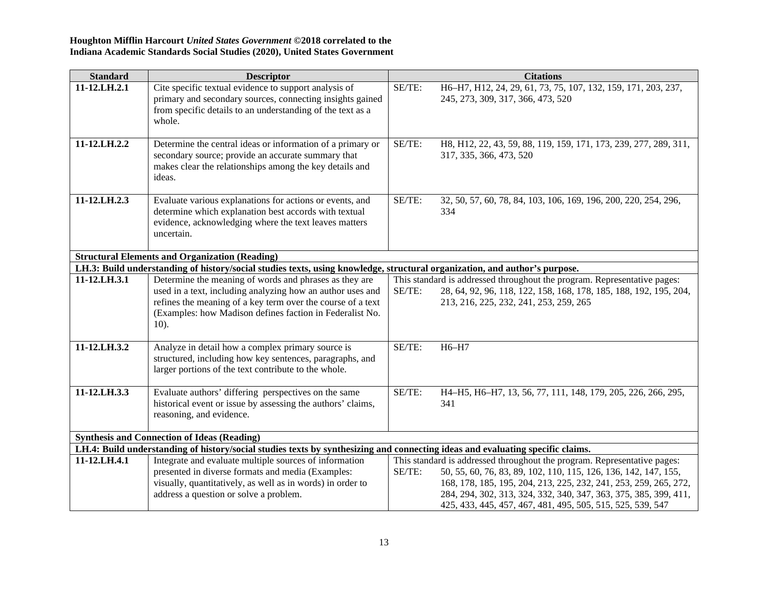**Houghton Mifflin Harcourt *United States Government* ©2018 correlated to the Indiana Academic Standards Social Studies (2020), United States Government**

| Standard | Descriptor | Citations |
|---|---|---|
| 11-12.LH.2.1 | Cite specific textual evidence to support analysis of primary and secondary sources, connecting insights gained from specific details to an understanding of the text as a whole. | SE/TE: H6–H7, H12, 24, 29, 61, 73, 75, 107, 132, 159, 171, 203, 237, 245, 273, 309, 317, 366, 473, 520 |
| 11-12.LH.2.2 | Determine the central ideas or information of a primary or secondary source; provide an accurate summary that makes clear the relationships among the key details and ideas. | SE/TE: H8, H12, 22, 43, 59, 88, 119, 159, 171, 173, 239, 277, 289, 311, 317, 335, 366, 473, 520 |
| 11-12.LH.2.3 | Evaluate various explanations for actions or events, and determine which explanation best accords with textual evidence, acknowledging where the text leaves matters uncertain. | SE/TE: 32, 50, 57, 60, 78, 84, 103, 106, 169, 196, 200, 220, 254, 296, 334 |
| **Structural Elements and Organization (Reading)** | | |
| **LH.3: Build understanding of history/social studies texts, using knowledge, structural organization, and author's purpose.** | | |
| 11-12.LH.3.1 | Determine the meaning of words and phrases as they are used in a text, including analyzing how an author uses and refines the meaning of a key term over the course of a text (Examples: how Madison defines faction in Federalist No. 10). | This standard is addressed throughout the program. Representative pages: SE/TE: 28, 64, 92, 96, 118, 122, 158, 168, 178, 185, 188, 192, 195, 204, 213, 216, 225, 232, 241, 253, 259, 265 |
| 11-12.LH.3.2 | Analyze in detail how a complex primary source is structured, including how key sentences, paragraphs, and larger portions of the text contribute to the whole. | SE/TE: H6–H7 |
| 11-12.LH.3.3 | Evaluate authors' differing perspectives on the same historical event or issue by assessing the authors' claims, reasoning, and evidence. | SE/TE: H4–H5, H6–H7, 13, 56, 77, 111, 148, 179, 205, 226, 266, 295, 341 |
| **Synthesis and Connection of Ideas (Reading)** | | |
| **LH.4: Build understanding of history/social studies texts by synthesizing and connecting ideas and evaluating specific claims.** | | |
| 11-12.LH.4.1 | Integrate and evaluate multiple sources of information presented in diverse formats and media (Examples: visually, quantitatively, as well as in words) in order to address a question or solve a problem. | This standard is addressed throughout the program. Representative pages: SE/TE: 50, 55, 60, 76, 83, 89, 102, 110, 115, 126, 136, 142, 147, 155, 168, 178, 185, 195, 204, 213, 225, 232, 241, 253, 259, 265, 272, 284, 294, 302, 313, 324, 332, 340, 347, 363, 375, 385, 399, 411, 425, 433, 445, 457, 467, 481, 495, 505, 515, 525, 539, 547 |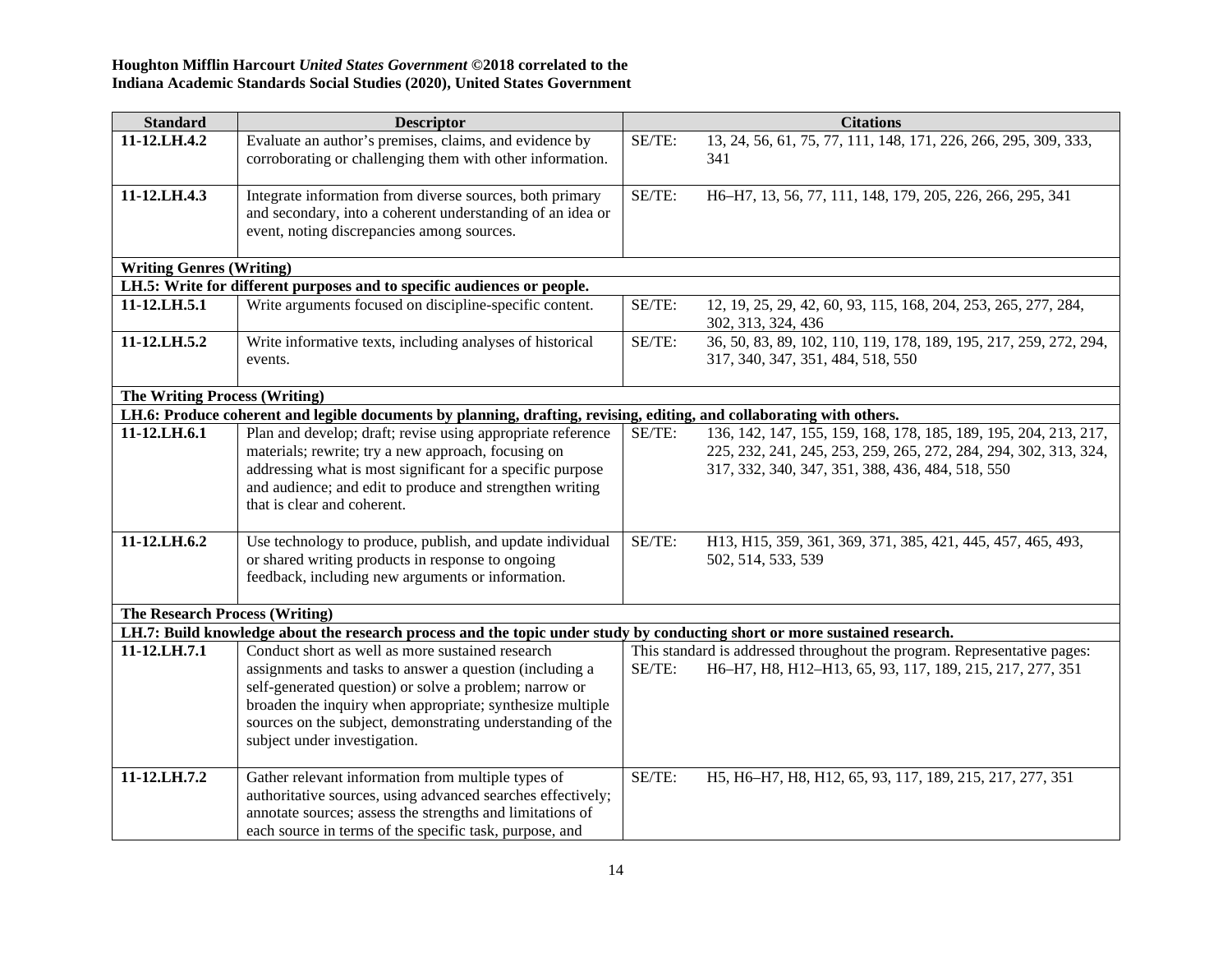**Houghton Mifflin Harcourt *United States Government* ©2018 correlated to the Indiana Academic Standards Social Studies (2020), United States Government**

| Standard | Descriptor | Citations |
|---|---|---|
| **11-12.LH.4.2** | Evaluate an author's premises, claims, and evidence by corroborating or challenging them with other information. | SE/TE: 13, 24, 56, 61, 75, 77, 111, 148, 171, 226, 266, 295, 309, 333, 341 |
| **11-12.LH.4.3** | Integrate information from diverse sources, both primary and secondary, into a coherent understanding of an idea or event, noting discrepancies among sources. | SE/TE: H6–H7, 13, 56, 77, 111, 148, 179, 205, 226, 266, 295, 341 |
| **Writing Genres (Writing)** | | |
| **LH.5: Write for different purposes and to specific audiences or people.** | | |
| **11-12.LH.5.1** | Write arguments focused on discipline-specific content. | SE/TE: 12, 19, 25, 29, 42, 60, 93, 115, 168, 204, 253, 265, 277, 284, 302, 313, 324, 436 |
| **11-12.LH.5.2** | Write informative texts, including analyses of historical events. | SE/TE: 36, 50, 83, 89, 102, 110, 119, 178, 189, 195, 217, 259, 272, 294, 317, 340, 347, 351, 484, 518, 550 |
| **The Writing Process (Writing)** | | |
| **LH.6: Produce coherent and legible documents by planning, drafting, revising, editing, and collaborating with others.** | | |
| **11-12.LH.6.1** | Plan and develop; draft; revise using appropriate reference materials; rewrite; try a new approach, focusing on addressing what is most significant for a specific purpose and audience; and edit to produce and strengthen writing that is clear and coherent. | SE/TE: 136, 142, 147, 155, 159, 168, 178, 185, 189, 195, 204, 213, 217, 225, 232, 241, 245, 253, 259, 265, 272, 284, 294, 302, 313, 324, 317, 332, 340, 347, 351, 388, 436, 484, 518, 550 |
| **11-12.LH.6.2** | Use technology to produce, publish, and update individual or shared writing products in response to ongoing feedback, including new arguments or information. | SE/TE: H13, H15, 359, 361, 369, 371, 385, 421, 445, 457, 465, 493, 502, 514, 533, 539 |
| **The Research Process (Writing)** | | |
| **LH.7: Build knowledge about the research process and the topic under study by conducting short or more sustained research.** | | |
| **11-12.LH.7.1** | Conduct short as well as more sustained research assignments and tasks to answer a question (including a self-generated question) or solve a problem; narrow or broaden the inquiry when appropriate; synthesize multiple sources on the subject, demonstrating understanding of the subject under investigation. | This standard is addressed throughout the program. Representative pages: SE/TE: H6–H7, H8, H12–H13, 65, 93, 117, 189, 215, 217, 277, 351 |
| **11-12.LH.7.2** | Gather relevant information from multiple types of authoritative sources, using advanced searches effectively; annotate sources; assess the strengths and limitations of each source in terms of the specific task, purpose, and | SE/TE: H5, H6–H7, H8, H12, 65, 93, 117, 189, 215, 217, 277, 351 |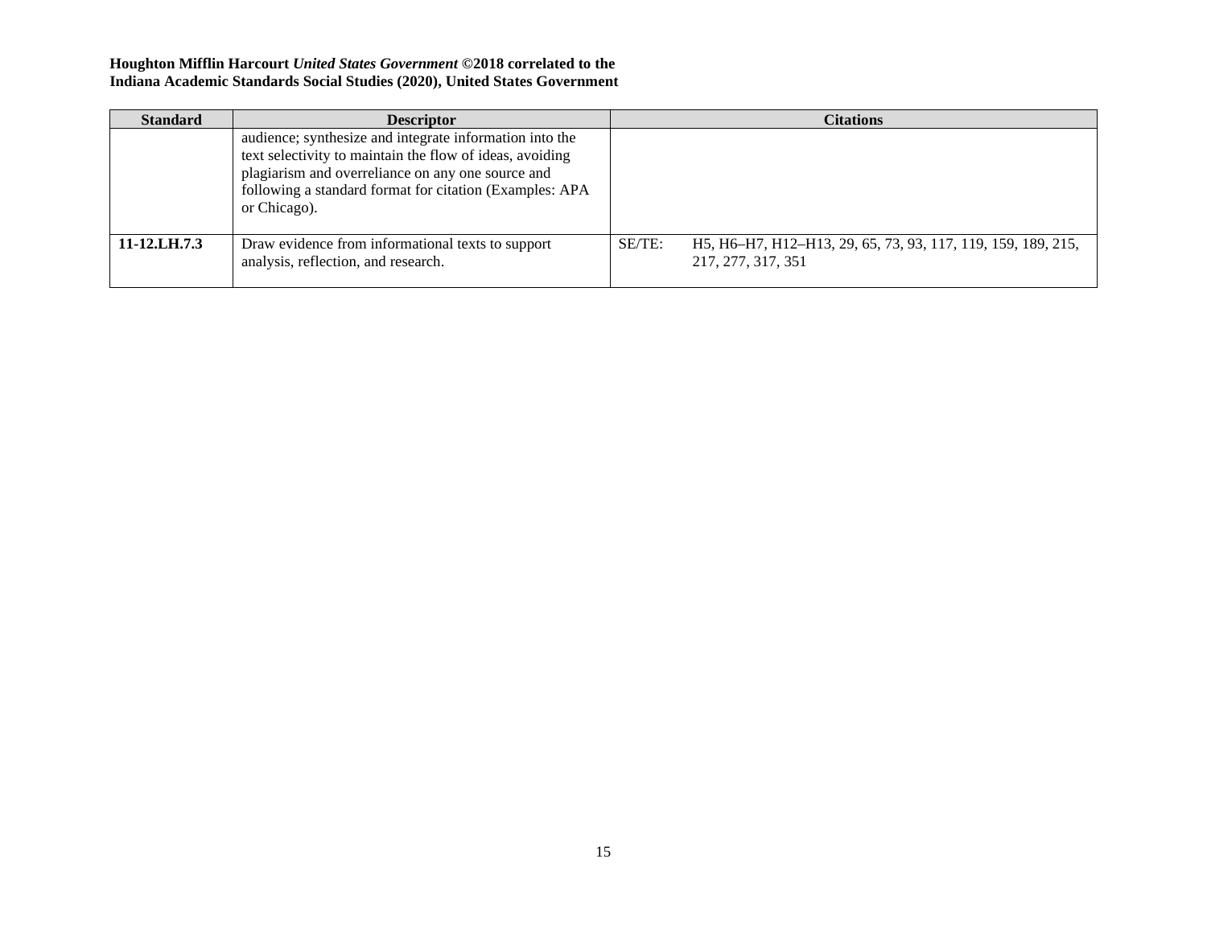**Houghton Mifflin Harcourt *United States Government* ©2018 correlated to the Indiana Academic Standards Social Studies (2020), United States Government**

| Standard | Descriptor | Citations | |
|---|---|---|---|
| | audience; synthesize and integrate information into the text selectivity to maintain the flow of ideas, avoiding plagiarism and overreliance on any one source and following a standard format for citation (Examples: APA or Chicago). | | |
| **11-12.LH.7.3** | Draw evidence from informational texts to support analysis, reflection, and research. | SE/TE: | H5, H6–H7, H12–H13, 29, 65, 73, 93, 117, 119, 159, 189, 215, 217, 277, 317, 351 |